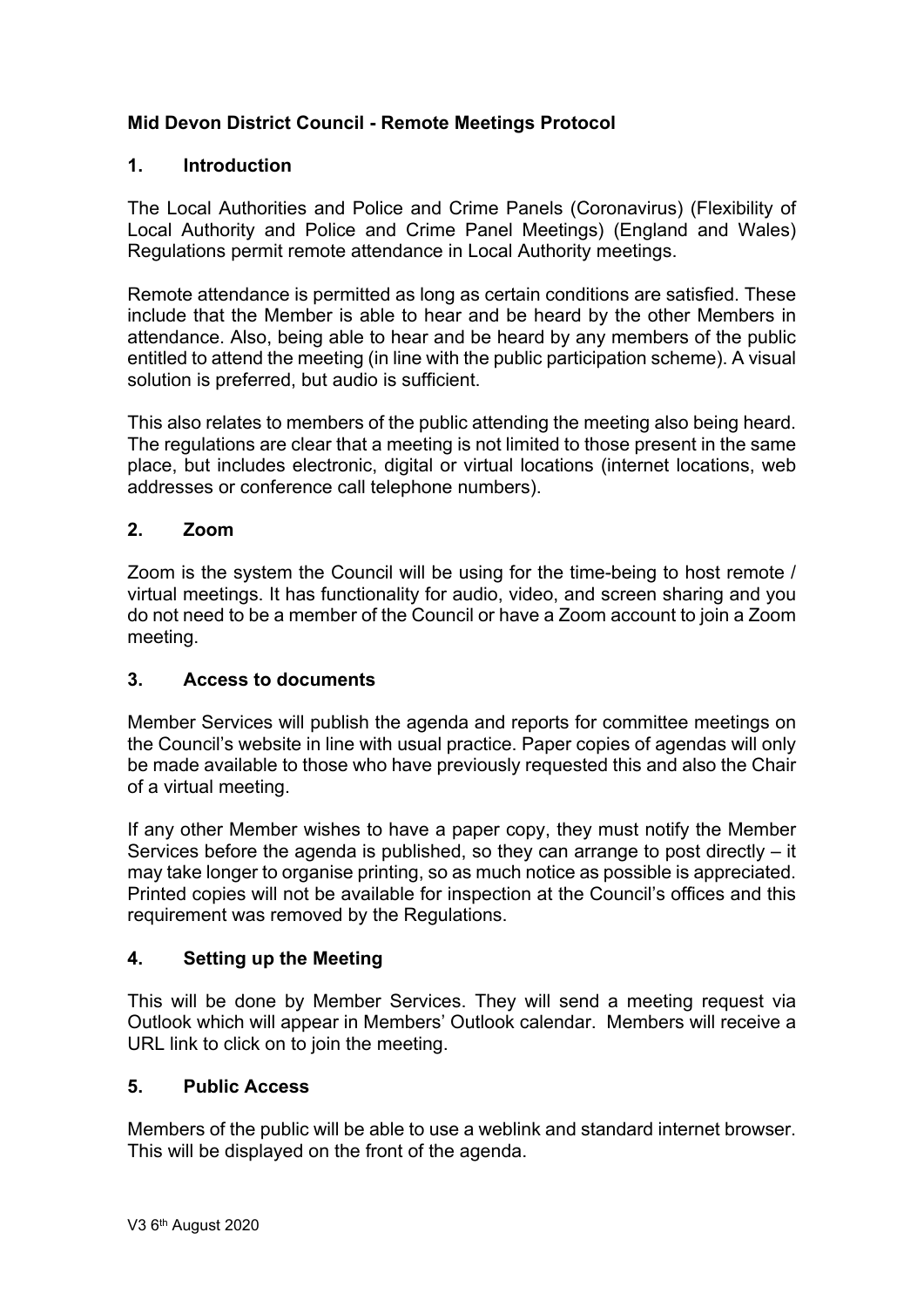# Mid Devon District Council - Remote Meetings Protocol

## 1. Introduction

The Local Authorities and Police and Crime Panels (Coronavirus) (Flexibility of Local Authority and Police and Crime Panel Meetings) (England and Wales) Regulations permit remote attendance in Local Authority meetings.

Remote attendance is permitted as long as certain conditions are satisfied. These include that the Member is able to hear and be heard by the other Members in attendance. Also, being able to hear and be heard by any members of the public entitled to attend the meeting (in line with the public participation scheme). A visual solution is preferred, but audio is sufficient.

This also relates to members of the public attending the meeting also being heard. The regulations are clear that a meeting is not limited to those present in the same place, but includes electronic, digital or virtual locations (internet locations, web addresses or conference call telephone numbers).

## 2. Zoom

Zoom is the system the Council will be using for the time-being to host remote / virtual meetings. It has functionality for audio, video, and screen sharing and you do not need to be a member of the Council or have a Zoom account to join a Zoom meeting.

## 3. Access to documents

Member Services will publish the agenda and reports for committee meetings on the Council's website in line with usual practice. Paper copies of agendas will only be made available to those who have previously requested this and also the Chair of a virtual meeting.

If any other Member wishes to have a paper copy, they must notify the Member Services before the agenda is published, so they can arrange to post directly – it may take longer to organise printing, so as much notice as possible is appreciated. Printed copies will not be available for inspection at the Council's offices and this requirement was removed by the Regulations.

## 4. Setting up the Meeting

This will be done by Member Services. They will send a meeting request via Outlook which will appear in Members' Outlook calendar. Members will receive a URL link to click on to join the meeting.

## 5. Public Access

Members of the public will be able to use a weblink and standard internet browser. This will be displayed on the front of the agenda.

V3 6th August 2020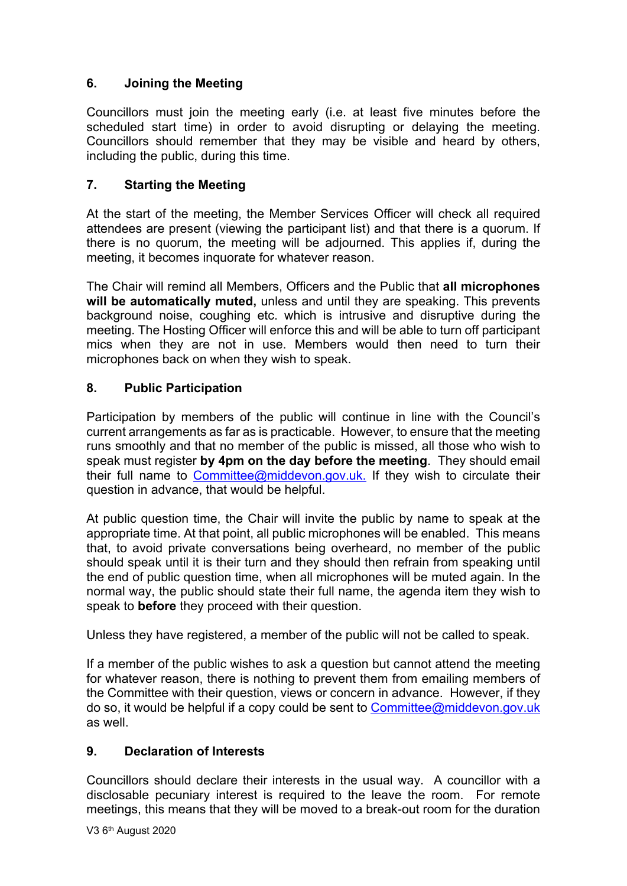## 6. Joining the Meeting

Councillors must join the meeting early (i.e. at least five minutes before the scheduled start time) in order to avoid disrupting or delaying the meeting. Councillors should remember that they may be visible and heard by others, including the public, during this time.

## 7. Starting the Meeting

At the start of the meeting, the Member Services Officer will check all required attendees are present (viewing the participant list) and that there is a quorum. If there is no quorum, the meeting will be adjourned. This applies if, during the meeting, it becomes inquorate for whatever reason.

The Chair will remind all Members, Officers and the Public that **all microphones will be automatically muted,** unless and until they are speaking. This prevents background noise, coughing etc. which is intrusive and disruptive during the meeting. The Hosting Officer will enforce this and will be able to turn off participant mics when they are not in use. Members would then need to turn their microphones back on when they wish to speak.

## 8. Public Participation

Participation by members of the public will continue in line with the Council's current arrangements as far as is practicable. However, to ensure that the meeting runs smoothly and that no member of the public is missed, all those who wish to speak must register **by 4pm on the day before the meeting**. They should email their full name to Committee@middevon.gov.uk. If they wish to circulate their question in advance, that would be helpful.

At public question time, the Chair will invite the public by name to speak at the appropriate time. At that point, all public microphones will be enabled. This means that, to avoid private conversations being overheard, no member of the public should speak until it is their turn and they should then refrain from speaking until the end of public question time, when all microphones will be muted again. In the normal way, the public should state their full name, the agenda item they wish to speak to **before** they proceed with their question.

Unless they have registered, a member of the public will not be called to speak.

If a member of the public wishes to ask a question but cannot attend the meeting for whatever reason, there is nothing to prevent them from emailing members of the Committee with their question, views or concern in advance. However, if they do so, it would be helpful if a copy could be sent to Committee@middevon.gov.uk as well.

## 9. Declaration of Interests

Councillors should declare their interests in the usual way. A councillor with a disclosable pecuniary interest is required to the leave the room. For remote meetings, this means that they will be moved to a break-out room for the duration

V3 6th August 2020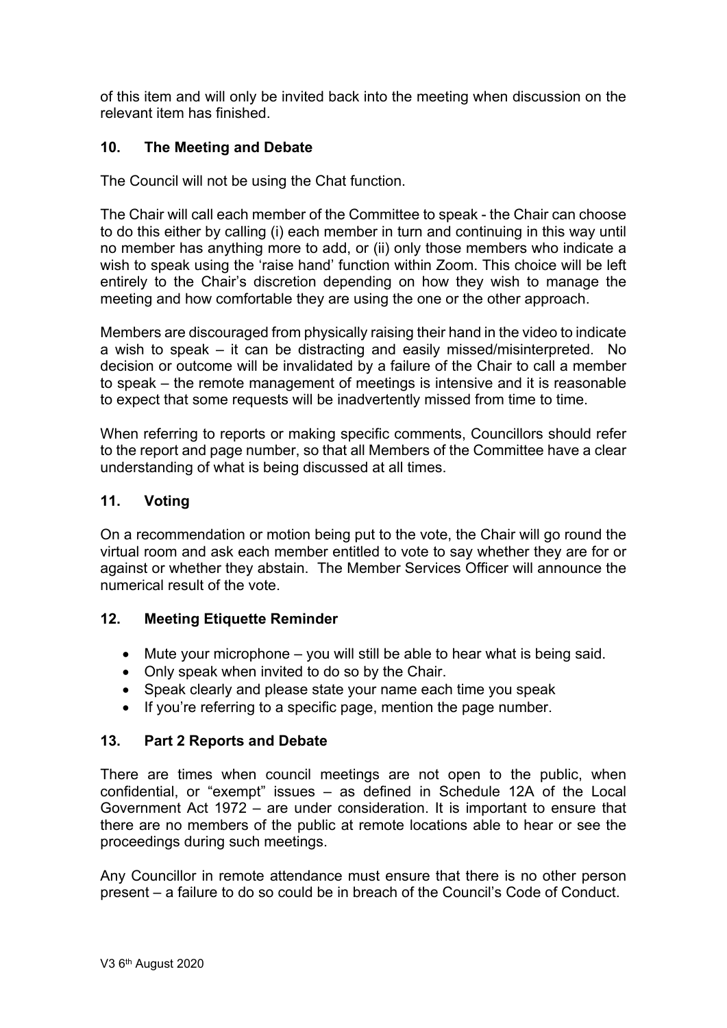of this item and will only be invited back into the meeting when discussion on the relevant item has finished.

## 10. The Meeting and Debate

The Council will not be using the Chat function.

The Chair will call each member of the Committee to speak - the Chair can choose to do this either by calling (i) each member in turn and continuing in this way until no member has anything more to add, or (ii) only those members who indicate a wish to speak using the 'raise hand' function within Zoom. This choice will be left entirely to the Chair's discretion depending on how they wish to manage the meeting and how comfortable they are using the one or the other approach.

Members are discouraged from physically raising their hand in the video to indicate a wish to speak – it can be distracting and easily missed/misinterpreted. No decision or outcome will be invalidated by a failure of the Chair to call a member to speak – the remote management of meetings is intensive and it is reasonable to expect that some requests will be inadvertently missed from time to time.

When referring to reports or making specific comments, Councillors should refer to the report and page number, so that all Members of the Committee have a clear understanding of what is being discussed at all times.

## 11. Voting

On a recommendation or motion being put to the vote, the Chair will go round the virtual room and ask each member entitled to vote to say whether they are for or against or whether they abstain. The Member Services Officer will announce the numerical result of the vote.

## 12. Meeting Etiquette Reminder

- Mute your microphone – you will still be able to hear what is being said.
- Only speak when invited to do so by the Chair.
- Speak clearly and please state your name each time you speak
- If you're referring to a specific page, mention the page number.

## 13. Part 2 Reports and Debate

There are times when council meetings are not open to the public, when confidential, or "exempt" issues – as defined in Schedule 12A of the Local Government Act 1972 – are under consideration. It is important to ensure that there are no members of the public at remote locations able to hear or see the proceedings during such meetings.

Any Councillor in remote attendance must ensure that there is no other person present – a failure to do so could be in breach of the Council's Code of Conduct.

V3 6th August 2020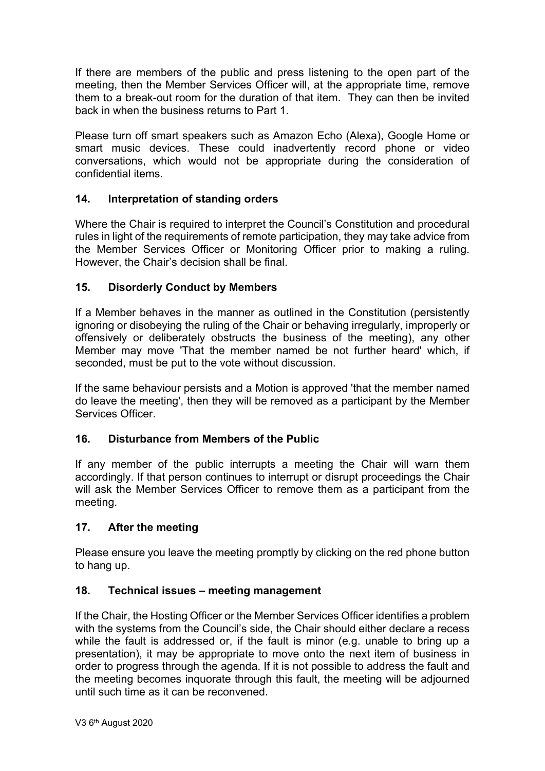If there are members of the public and press listening to the open part of the meeting, then the Member Services Officer will, at the appropriate time, remove them to a break-out room for the duration of that item. They can then be invited back in when the business returns to Part 1.

Please turn off smart speakers such as Amazon Echo (Alexa), Google Home or smart music devices. These could inadvertently record phone or video conversations, which would not be appropriate during the consideration of confidential items.

## 14. Interpretation of standing orders

Where the Chair is required to interpret the Council's Constitution and procedural rules in light of the requirements of remote participation, they may take advice from the Member Services Officer or Monitoring Officer prior to making a ruling. However, the Chair's decision shall be final.

## 15. Disorderly Conduct by Members

If a Member behaves in the manner as outlined in the Constitution (persistently ignoring or disobeying the ruling of the Chair or behaving irregularly, improperly or offensively or deliberately obstructs the business of the meeting), any other Member may move 'That the member named be not further heard' which, if seconded, must be put to the vote without discussion.

If the same behaviour persists and a Motion is approved 'that the member named do leave the meeting', then they will be removed as a participant by the Member Services Officer.

## 16. Disturbance from Members of the Public

If any member of the public interrupts a meeting the Chair will warn them accordingly. If that person continues to interrupt or disrupt proceedings the Chair will ask the Member Services Officer to remove them as a participant from the meeting.

## 17. After the meeting

Please ensure you leave the meeting promptly by clicking on the red phone button to hang up.

## 18. Technical issues – meeting management

If the Chair, the Hosting Officer or the Member Services Officer identifies a problem with the systems from the Council's side, the Chair should either declare a recess while the fault is addressed or, if the fault is minor (e.g. unable to bring up a presentation), it may be appropriate to move onto the next item of business in order to progress through the agenda. If it is not possible to address the fault and the meeting becomes inquorate through this fault, the meeting will be adjourned until such time as it can be reconvened.

V3 6th August 2020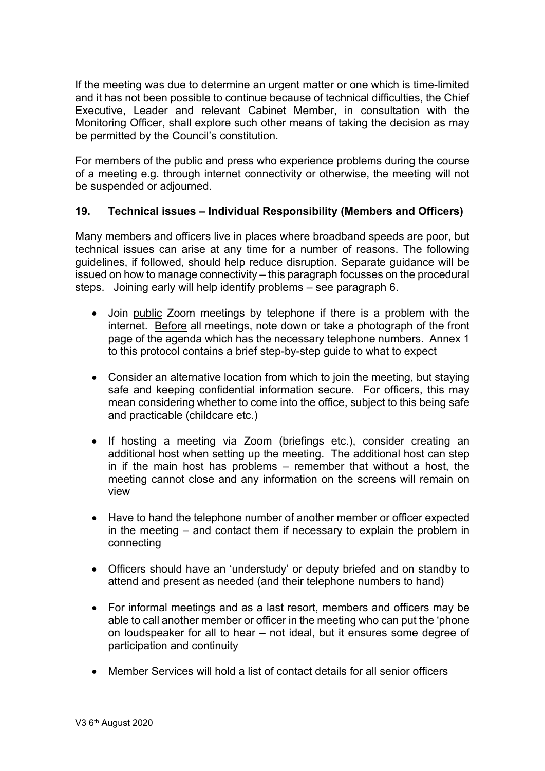If the meeting was due to determine an urgent matter or one which is time-limited and it has not been possible to continue because of technical difficulties, the Chief Executive, Leader and relevant Cabinet Member, in consultation with the Monitoring Officer, shall explore such other means of taking the decision as may be permitted by the Council's constitution.

For members of the public and press who experience problems during the course of a meeting e.g. through internet connectivity or otherwise, the meeting will not be suspended or adjourned.

### 19. Technical issues – Individual Responsibility (Members and Officers)

Many members and officers live in places where broadband speeds are poor, but technical issues can arise at any time for a number of reasons. The following guidelines, if followed, should help reduce disruption. Separate guidance will be issued on how to manage connectivity – this paragraph focusses on the procedural steps. Joining early will help identify problems – see paragraph 6.

- Join <u>public</u> Zoom meetings by telephone if there is a problem with the internet. <u>Before</u> all meetings, note down or take a photograph of the front page of the agenda which has the necessary telephone numbers. Annex 1 to this protocol contains a brief step-by-step guide to what to expect
- Consider an alternative location from which to join the meeting, but staying safe and keeping confidential information secure. For officers, this may mean considering whether to come into the office, subject to this being safe and practicable (childcare etc.)
- If hosting a meeting via Zoom (briefings etc.), consider creating an additional host when setting up the meeting. The additional host can step in if the main host has problems – remember that without a host, the meeting cannot close and any information on the screens will remain on view
- Have to hand the telephone number of another member or officer expected in the meeting – and contact them if necessary to explain the problem in connecting
- Officers should have an 'understudy' or deputy briefed and on standby to attend and present as needed (and their telephone numbers to hand)
- For informal meetings and as a last resort, members and officers may be able to call another member or officer in the meeting who can put the 'phone on loudspeaker for all to hear – not ideal, but it ensures some degree of participation and continuity
- Member Services will hold a list of contact details for all senior officers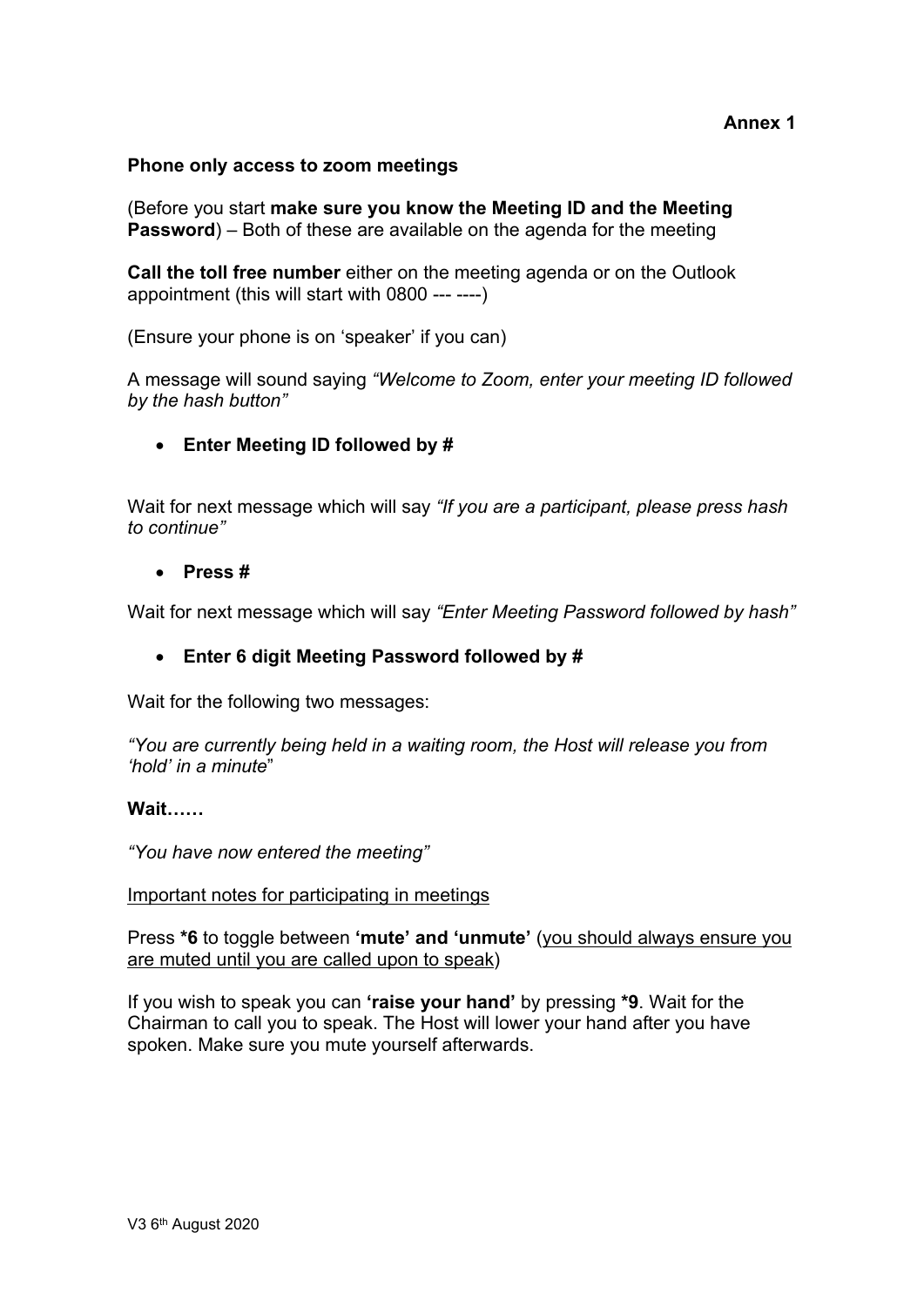**Annex 1**

**Phone only access to zoom meetings**

(Before you start **make sure you know the Meeting ID and the Meeting Password**) – Both of these are available on the agenda for the meeting

**Call the toll free number** either on the meeting agenda or on the Outlook appointment (this will start with 0800 --- ----)

(Ensure your phone is on 'speaker' if you can)

A message will sound saying *"Welcome to Zoom, enter your meeting ID followed by the hash button"*

- **Enter Meeting ID followed by #**

Wait for next message which will say *"If you are a participant, please press hash to continue"*

- **Press #**

Wait for next message which will say *"Enter Meeting Password followed by hash"*

- **Enter 6 digit Meeting Password followed by #**

Wait for the following two messages:

*"You are currently being held in a waiting room, the Host will release you from 'hold' in a minute*"

**Wait……**

*"You have now entered the meeting"*

<u>Important notes for participating in meetings</u>

Press **\*6** to toggle between **'mute' and 'unmute'** (<u>you should always ensure you are muted until you are called upon to speak</u>)

If you wish to speak you can **'raise your hand'** by pressing **\*9**. Wait for the Chairman to call you to speak. The Host will lower your hand after you have spoken. Make sure you mute yourself afterwards.

V3 6th August 2020